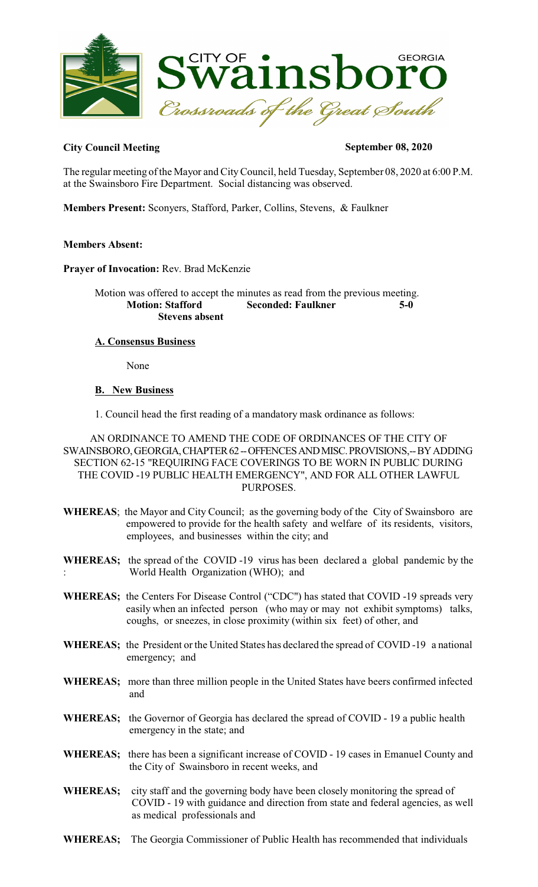CITY OF **Swainsboro** GEORGIA

*Crossroads of the Great South*

**City Council Meeting** **September 08, 2020**

The regular meeting of the Mayor and City Council, held Tuesday, September 08, 2020 at 6:00 P.M. at the Swainsboro Fire Department. Social distancing was observed.

**Members Present:** Sconyers, Stafford, Parker, Collins, Stevens, & Faulkner

**Members Absent:**

**Prayer of Invocation:** Rev. Brad McKenzie

Motion was offered to accept the minutes as read from the previous meeting.

**Motion: Stafford** **Seconded: Faulkner** **5-0**
**Stevens absent**

**A. Consensus Business**

None

**B. New Business**

1. Council head the first reading of a mandatory mask ordinance as follows:

AN ORDINANCE TO AMEND THE CODE OF ORDINANCES OF THE CITY OF SWAINSBORO, GEORGIA, CHAPTER 62 -- OFFENCES AND MISC. PROVISIONS,-- BY ADDING SECTION 62-15 "REQUIRING FACE COVERINGS TO BE WORN IN PUBLIC DURING THE COVID -19 PUBLIC HEALTH EMERGENCY", AND FOR ALL OTHER LAWFUL PURPOSES.

**WHEREAS**; the Mayor and City Council; as the governing body of the City of Swainsboro are empowered to provide for the health safety and welfare of its residents, visitors, employees, and businesses within the city; and

**WHEREAS;** the spread of the COVID -19 virus has been declared a global pandemic by the World Health Organization (WHO); and

**WHEREAS;** the Centers For Disease Control ("CDC") has stated that COVID -19 spreads very easily when an infected person (who may or may not exhibit symptoms) talks, coughs, or sneezes, in close proximity (within six feet) of other, and

**WHEREAS;** the President or the United States has declared the spread of COVID -19 a national emergency; and

**WHEREAS;** more than three million people in the United States have beers confirmed infected and

**WHEREAS;** the Governor of Georgia has declared the spread of COVID - 19 a public health emergency in the state; and

**WHEREAS;** there has been a significant increase of COVID - 19 cases in Emanuel County and the City of Swainsboro in recent weeks, and

**WHEREAS;** city staff and the governing body have been closely monitoring the spread of COVID - 19 with guidance and direction from state and federal agencies, as well as medical professionals and

**WHEREAS;** The Georgia Commissioner of Public Health has recommended that individuals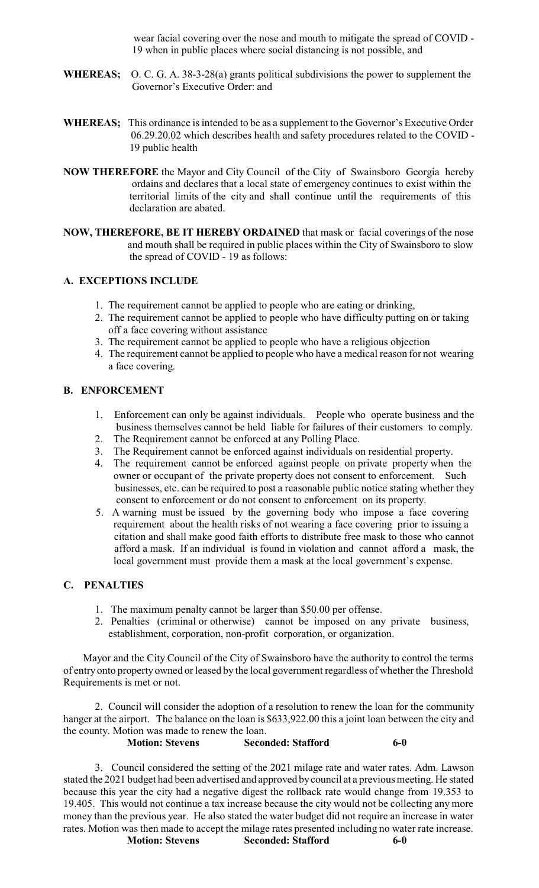wear facial covering over the nose and mouth to mitigate the spread of COVID - 19 when in public places where social distancing is not possible, and

**WHEREAS;** O. C. G. A. 38-3-28(a) grants political subdivisions the power to supplement the Governor's Executive Order: and

**WHEREAS;** This ordinance is intended to be as a supplement to the Governor's Executive Order 06.29.20.02 which describes health and safety procedures related to the COVID - 19 public health

**NOW THEREFORE** the Mayor and City Council of the City of Swainsboro Georgia hereby ordains and declares that a local state of emergency continues to exist within the territorial limits of the city and shall continue until the requirements of this declaration are abated.

**NOW, THEREFORE, BE IT HEREBY ORDAINED** that mask or facial coverings of the nose and mouth shall be required in public places within the City of Swainsboro to slow the spread of COVID - 19 as follows:

**A. EXCEPTIONS INCLUDE**

1. The requirement cannot be applied to people who are eating or drinking,
2. The requirement cannot be applied to people who have difficulty putting on or taking off a face covering without assistance
3. The requirement cannot be applied to people who have a religious objection
4. The requirement cannot be applied to people who have a medical reason for not wearing a face covering.

**B. ENFORCEMENT**

1. Enforcement can only be against individuals. People who operate business and the business themselves cannot be held liable for failures of their customers to comply.
2. The Requirement cannot be enforced at any Polling Place.
3. The Requirement cannot be enforced against individuals on residential property.
4. The requirement cannot be enforced against people on private property when the owner or occupant of the private property does not consent to enforcement. Such businesses, etc. can be required to post a reasonable public notice stating whether they consent to enforcement or do not consent to enforcement on its property.
5. A warning must be issued by the governing body who impose a face covering requirement about the health risks of not wearing a face covering prior to issuing a citation and shall make good faith efforts to distribute free mask to those who cannot afford a mask. If an individual is found in violation and cannot afford a mask, the local government must provide them a mask at the local government's expense.

**C. PENALTIES**

1. The maximum penalty cannot be larger than $50.00 per offense.
2. Penalties (criminal or otherwise) cannot be imposed on any private business, establishment, corporation, non-profit corporation, or organization.

Mayor and the City Council of the City of Swainsboro have the authority to control the terms of entry onto property owned or leased by the local government regardless of whether the Threshold Requirements is met or not.

2. Council will consider the adoption of a resolution to renew the loan for the community hanger at the airport. The balance on the loan is $633,922.00 this a joint loan between the city and the county. Motion was made to renew the loan.

**Motion: Stevens Seconded: Stafford 6-0**

3. Council considered the setting of the 2021 milage rate and water rates. Adm. Lawson stated the 2021 budget had been advertised and approved by council at a previous meeting. He stated because this year the city had a negative digest the rollback rate would change from 19.353 to 19.405. This would not continue a tax increase because the city would not be collecting any more money than the previous year. He also stated the water budget did not require an increase in water rates. Motion was then made to accept the milage rates presented including no water rate increase.

**Motion: Stevens Seconded: Stafford 6-0**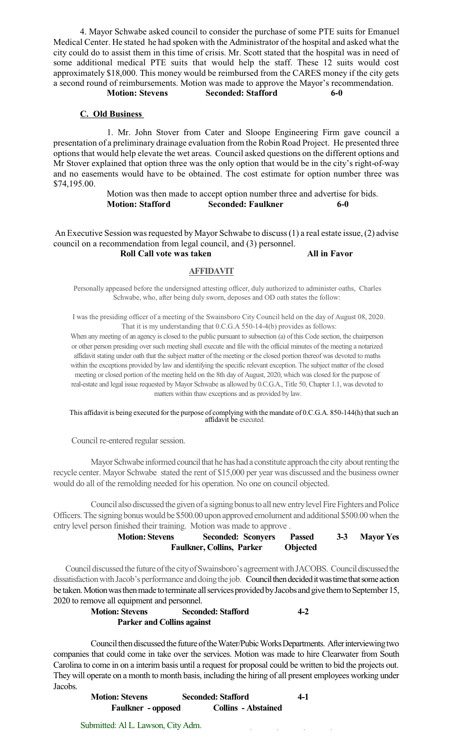4. Mayor Schwabe asked council to consider the purchase of some PTE suits for Emanuel Medical Center. He stated he had spoken with the Administrator of the hospital and asked what the city could do to assist them in this time of crisis. Mr. Scott stated that the hospital was in need of some additional medical PTE suits that would help the staff. These 12 suits would cost approximately $18,000. This money would be reimbursed from the CARES money if the city gets a second round of reimbursements. Motion was made to approve the Mayor's recommendation.

**Motion: Stevens Seconded: Stafford 6-0**

**C. Old Business**

1. Mr. John Stover from Cater and Sloope Engineering Firm gave council a presentation of a preliminary drainage evaluation from the Robin Road Project. He presented three options that would help elevate the wet areas. Council asked questions on the different options and Mr Stover explained that option three was the only option that would be in the city's right-of-way and no easements would have to be obtained. The cost estimate for option number three was $74,195.00.

Motion was then made to accept option number three and advertise for bids.

**Motion: Stafford Seconded: Faulkner 6-0**

An Executive Session was requested by Mayor Schwabe to discuss (1) a real estate issue, (2) advise council on a recommendation from legal council, and (3) personnel.

**Roll Call vote was taken All in Favor**

**AFFIDAVIT**

Personally appeased before the undersigned attesting officer, duly authorized to administer oaths, Charles Schwabe, who, after being duly sworn, deposes and OD oath states the follow:

I was the presiding officer of a meeting of the Swainsboro City Council held on the day of August 08, 2020. That it is my understanding that 0.C.G.A 550-14-4(b) provides as follows:

When any meeting of an agency is closed to the public pursuant to subsection (a) of this Code section, the chairperson or other person presiding over such meeting shall execute and file with the official minutes of the meeting a notarized affidavit stating under oath that the subject matter of the meeting or the closed portion thereof was devoted to maths within the exceptions provided by law and identifying the specific relevant exception. The subject matter of the closed meeting or closed portion of the meeting held on the 8th day of August, 2020, which was closed for the purpose of real-estate and legal issue requested by Mayor Schwabe as allowed by 0.C.G.A., Title 50, Chapter 1.1, was devoted to matters within thaw exceptions and as provided by law.

This affidavit is being executed for the purpose of complying with the mandate of 0.C.G.A. 850-144(h) that such an affidavit be executed.

Council re-entered regular session.

Mayor Schwabe informed council that he has had a constitute approach the city about renting the recycle center. Mayor Schwabe stated the rent of $15,000 per year was discussed and the business owner would do all of the remolding needed for his operation. No one on council objected.

Council also discussed the given of a signing bonus to all new entry level Fire Fighters and Police Officers. The signing bonus would be $500.00 upon approved emolument and additional $500.00 when the entry level person finished their training. Motion was made to approve .

**Motion: Stevens Seconded: Sconyers Passed 3-3 Mayor Yes**
**Faulkner, Collins, Parker Objected**

Council discussed the future of the city of Swainsboro's agreement with JACOBS. Council discussed the dissatisfaction with Jacob's performance and doing the job. Council then decided it was time that some action be taken. Motion was then made to terminate all services provided by Jacobs and give them to September 15, 2020 to remove all equipment and personnel.

**Motion: Stevens Seconded: Stafford 4-2**
**Parker and Collins against**

Council then discussed the future of the Water/Pubic Works Departments. After interviewing two companies that could come in take over the services. Motion was made to hire Clearwater from South Carolina to come in on a interim basis until a request for proposal could be written to bid the projects out. They will operate on a month to month basis, including the hiring of all present employees working under Jacobs.

**Motion: Stevens Seconded: Stafford 4-1**
**Faulkner - opposed Collins - Abstained**

Submitted: Al L. Lawson, City Adm.